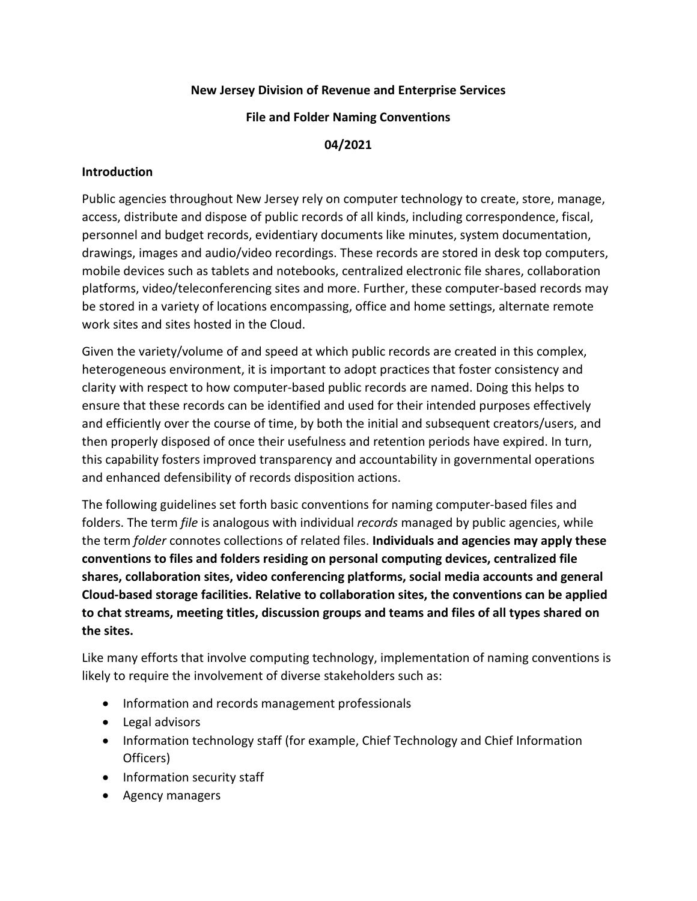**New Jersey Division of Revenue and Enterprise Services**

**File and Folder Naming Conventions**

**04/2021**

## Introduction

Public agencies throughout New Jersey rely on computer technology to create, store, manage, access, distribute and dispose of public records of all kinds, including correspondence, fiscal, personnel and budget records, evidentiary documents like minutes, system documentation, drawings, images and audio/video recordings. These records are stored in desk top computers, mobile devices such as tablets and notebooks, centralized electronic file shares, collaboration platforms, video/teleconferencing sites and more. Further, these computer-based records may be stored in a variety of locations encompassing, office and home settings, alternate remote work sites and sites hosted in the Cloud.

Given the variety/volume of and speed at which public records are created in this complex, heterogeneous environment, it is important to adopt practices that foster consistency and clarity with respect to how computer-based public records are named. Doing this helps to ensure that these records can be identified and used for their intended purposes effectively and efficiently over the course of time, by both the initial and subsequent creators/users, and then properly disposed of once their usefulness and retention periods have expired. In turn, this capability fosters improved transparency and accountability in governmental operations and enhanced defensibility of records disposition actions.

The following guidelines set forth basic conventions for naming computer-based files and folders. The term *file* is analogous with individual *records* managed by public agencies, while the term *folder* connotes collections of related files. **Individuals and agencies may apply these conventions to files and folders residing on personal computing devices, centralized file shares, collaboration sites, video conferencing platforms, social media accounts and general Cloud-based storage facilities. Relative to collaboration sites, the conventions can be applied to chat streams, meeting titles, discussion groups and teams and files of all types shared on the sites.**

Like many efforts that involve computing technology, implementation of naming conventions is likely to require the involvement of diverse stakeholders such as:

- Information and records management professionals
- Legal advisors
- Information technology staff (for example, Chief Technology and Chief Information Officers)
- Information security staff
- Agency managers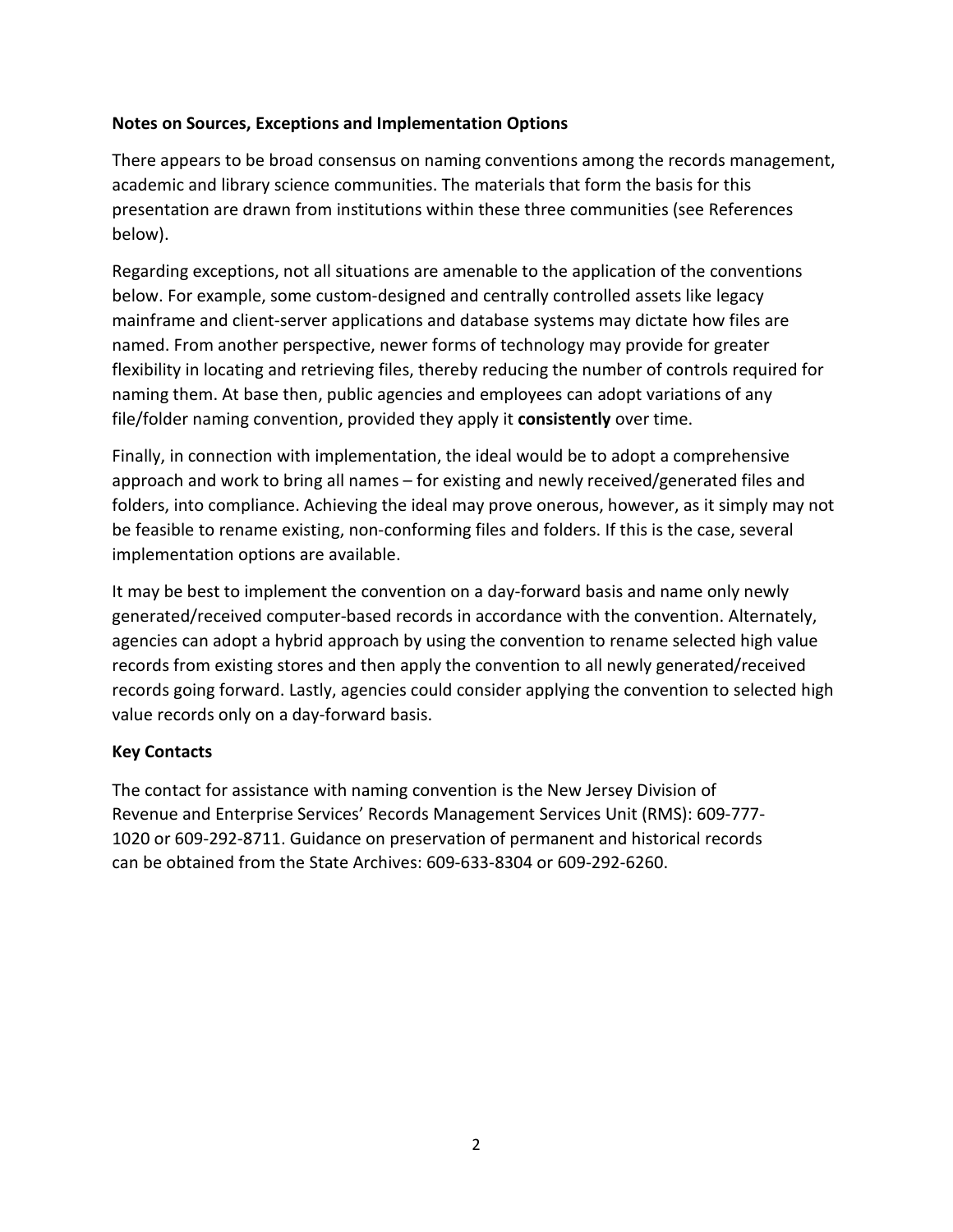**Notes on Sources, Exceptions and Implementation Options**

There appears to be broad consensus on naming conventions among the records management, academic and library science communities. The materials that form the basis for this presentation are drawn from institutions within these three communities (see References below).

Regarding exceptions, not all situations are amenable to the application of the conventions below. For example, some custom-designed and centrally controlled assets like legacy mainframe and client-server applications and database systems may dictate how files are named. From another perspective, newer forms of technology may provide for greater flexibility in locating and retrieving files, thereby reducing the number of controls required for naming them. At base then, public agencies and employees can adopt variations of any file/folder naming convention, provided they apply it **consistently** over time.

Finally, in connection with implementation, the ideal would be to adopt a comprehensive approach and work to bring all names – for existing and newly received/generated files and folders, into compliance. Achieving the ideal may prove onerous, however, as it simply may not be feasible to rename existing, non-conforming files and folders. If this is the case, several implementation options are available.

It may be best to implement the convention on a day-forward basis and name only newly generated/received computer-based records in accordance with the convention. Alternately, agencies can adopt a hybrid approach by using the convention to rename selected high value records from existing stores and then apply the convention to all newly generated/received records going forward. Lastly, agencies could consider applying the convention to selected high value records only on a day-forward basis.

**Key Contacts**

The contact for assistance with naming convention is the New Jersey Division of Revenue and Enterprise Services' Records Management Services Unit (RMS): 609-777-1020 or 609-292-8711. Guidance on preservation of permanent and historical records can be obtained from the State Archives: 609-633-8304 or 609-292-6260.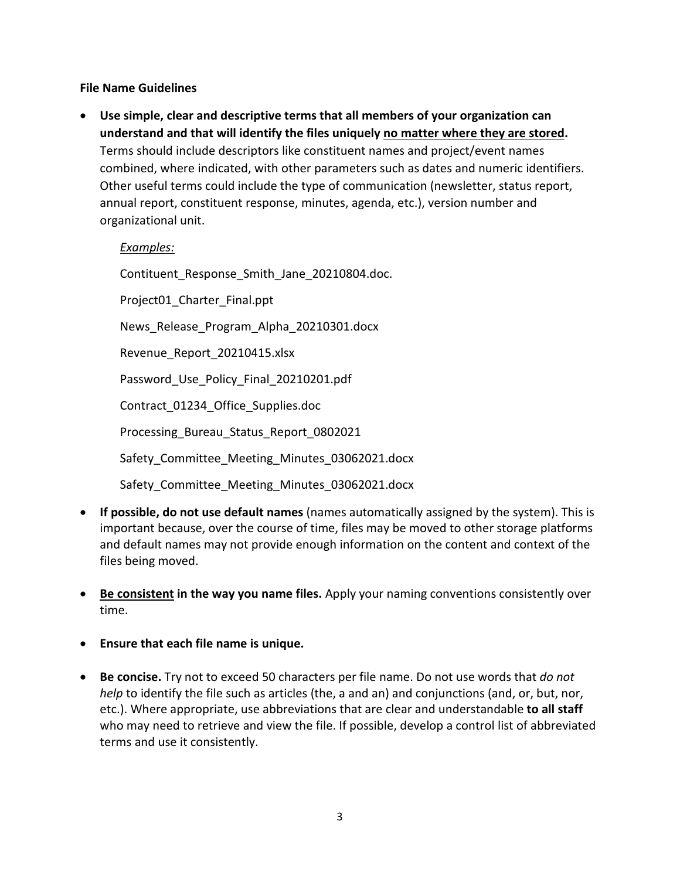**File Name Guidelines**

- **Use simple, clear and descriptive terms that all members of your organization can understand and that will identify the files uniquely <u>no matter where they are stored</u>.** Terms should include descriptors like constituent names and project/event names combined, where indicated, with other parameters such as dates and numeric identifiers. Other useful terms could include the type of communication (newsletter, status report, annual report, constituent response, minutes, agenda, etc.), version number and organizational unit.

  *<u>Examples:</u>*

  Contituent_Response_Smith_Jane_20210804.doc.

  Project01_Charter_Final.ppt

  News_Release_Program_Alpha_20210301.docx

  Revenue_Report_20210415.xlsx

  Password_Use_Policy_Final_20210201.pdf

  Contract_01234_Office_Supplies.doc

  Processing_Bureau_Status_Report_0802021

  Safety_Committee_Meeting_Minutes_03062021.docx

  Safety_Committee_Meeting_Minutes_03062021.docx

- **If possible, do not use default names** (names automatically assigned by the system). This is important because, over the course of time, files may be moved to other storage platforms and default names may not provide enough information on the content and context of the files being moved.

- **<u>Be consistent</u> in the way you name files.** Apply your naming conventions consistently over time.

- **Ensure that each file name is unique.**

- **Be concise.** Try not to exceed 50 characters per file name. Do not use words that *do not help* to identify the file such as articles (the, a and an) and conjunctions (and, or, but, nor, etc.). Where appropriate, use abbreviations that are clear and understandable **to all staff** who may need to retrieve and view the file. If possible, develop a control list of abbreviated terms and use it consistently.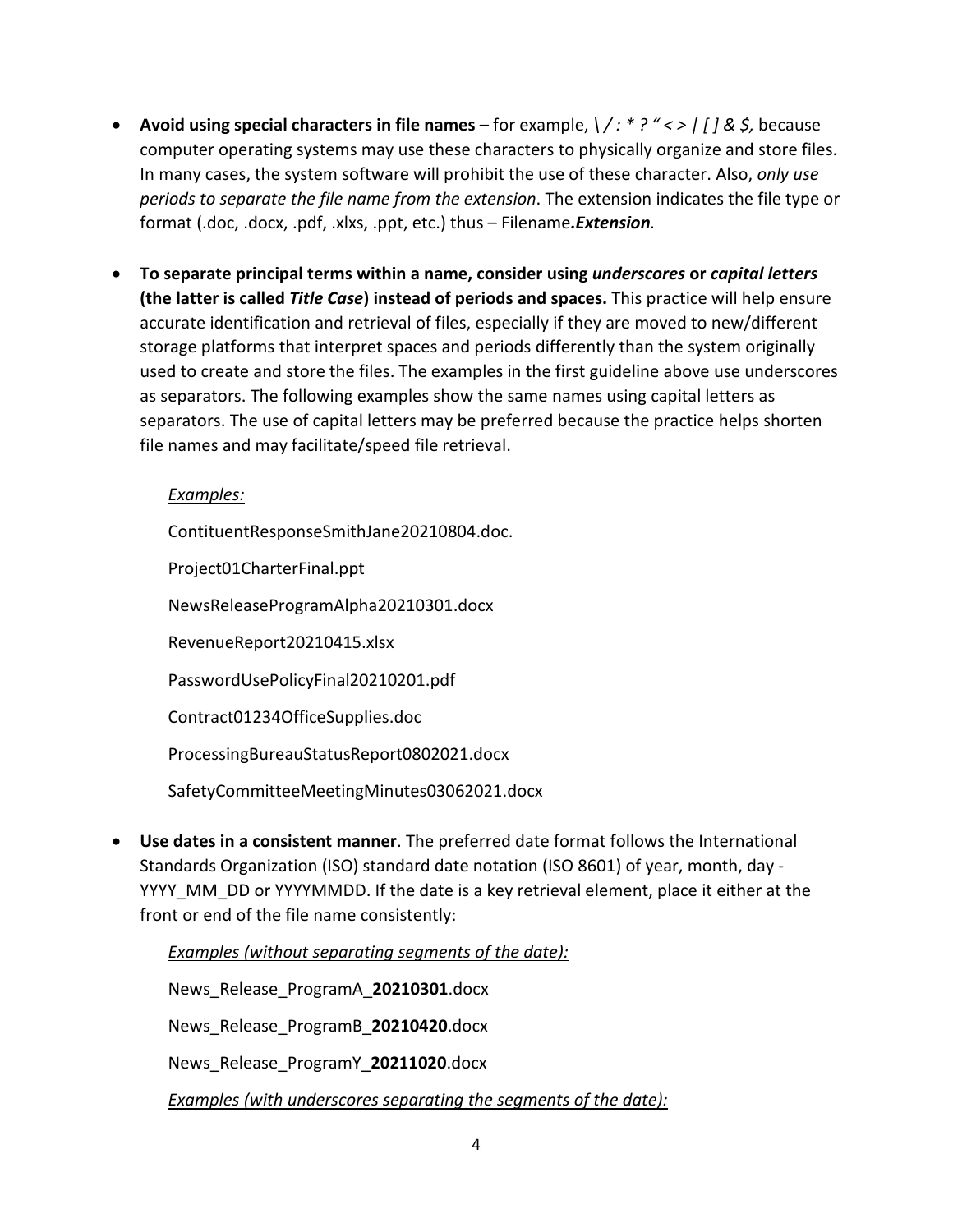- **Avoid using special characters in file names** – for example, *\ / : * ? " < > | [ ] & $,* because computer operating systems may use these characters to physically organize and store files. In many cases, the system software will prohibit the use of these character. Also, *only use periods to separate the file name from the extension*. The extension indicates the file type or format (.doc, .docx, .pdf, .xlxs, .ppt, etc.) thus – Filename***.Extension****.*

- **To separate principal terms within a name, consider using *underscores* or *capital letters* (the latter is called *Title Case*) instead of periods and spaces.** This practice will help ensure accurate identification and retrieval of files, especially if they are moved to new/different storage platforms that interpret spaces and periods differently than the system originally used to create and store the files. The examples in the first guideline above use underscores as separators. The following examples show the same names using capital letters as separators. The use of capital letters may be preferred because the practice helps shorten file names and may facilitate/speed file retrieval.

  *Examples:*

  ContituentResponseSmithJane20210804.doc.

  Project01CharterFinal.ppt

  NewsReleaseProgramAlpha20210301.docx

  RevenueReport20210415.xlsx

  PasswordUsePolicyFinal20210201.pdf

  Contract01234OfficeSupplies.doc

  ProcessingBureauStatusReport0802021.docx

  SafetyCommitteeMeetingMinutes03062021.docx

- **Use dates in a consistent manner**. The preferred date format follows the International Standards Organization (ISO) standard date notation (ISO 8601) of year, month, day - YYYY_MM_DD or YYYYMMDD. If the date is a key retrieval element, place it either at the front or end of the file name consistently:

  *Examples (without separating segments of the date):*

  News_Release_ProgramA_**20210301**.docx

  News_Release_ProgramB_**20210420**.docx

  News_Release_ProgramY_**20211020**.docx

  *Examples (with underscores separating the segments of the date):*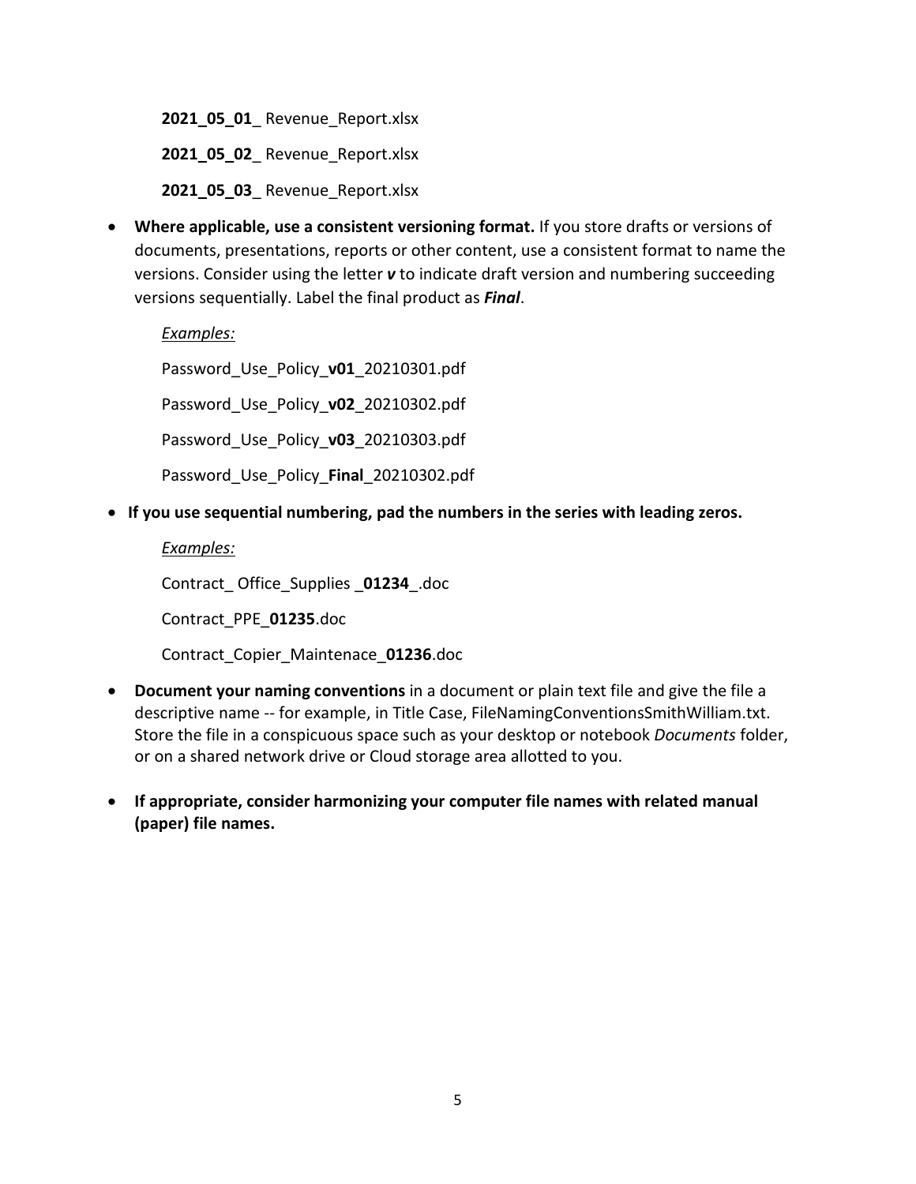**2021_05_01**_ Revenue_Report.xlsx

**2021_05_02**_ Revenue_Report.xlsx

**2021_05_03**_ Revenue_Report.xlsx

- **Where applicable, use a consistent versioning format.** If you store drafts or versions of documents, presentations, reports or other content, use a consistent format to name the versions. Consider using the letter ***v*** to indicate draft version and numbering succeeding versions sequentially. Label the final product as ***Final***.

  *Examples:*

  Password_Use_Policy_**v01**_20210301.pdf

  Password_Use_Policy_**v02**_20210302.pdf

  Password_Use_Policy_**v03**_20210303.pdf

  Password_Use_Policy_**Final**_20210302.pdf

- **If you use sequential numbering, pad the numbers in the series with leading zeros.**

  *Examples:*

  Contract_ Office_Supplies _**01234**_.doc

  Contract_PPE_**01235**.doc

  Contract_Copier_Maintenace_**01236**.doc

- **Document your naming conventions** in a document or plain text file and give the file a descriptive name -- for example, in Title Case, FileNamingConventionsSmithWilliam.txt. Store the file in a conspicuous space such as your desktop or notebook *Documents* folder, or on a shared network drive or Cloud storage area allotted to you.

- **If appropriate, consider harmonizing your computer file names with related manual (paper) file names.**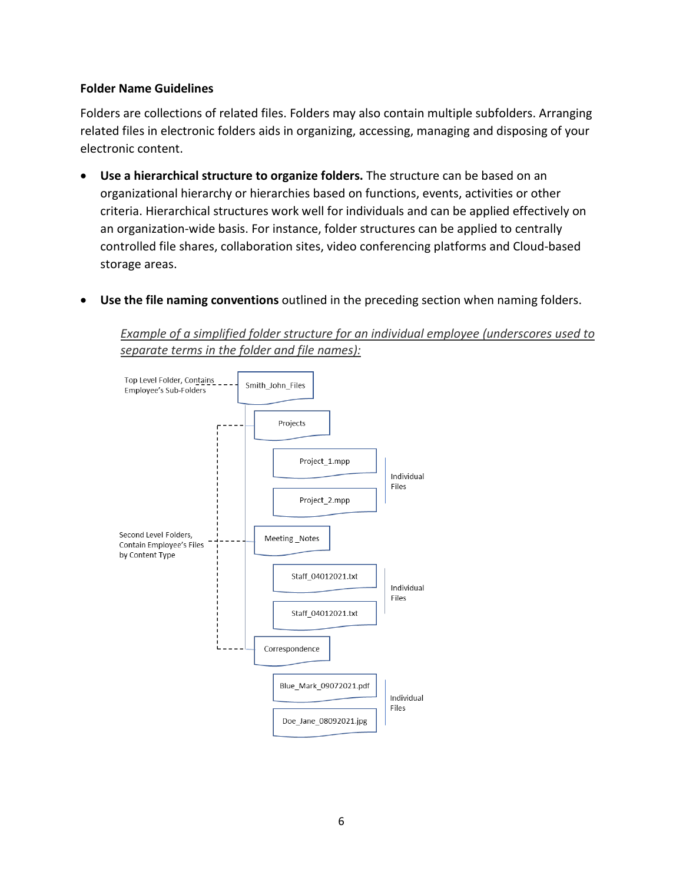**Folder Name Guidelines**

Folders are collections of related files. Folders may also contain multiple subfolders. Arranging related files in electronic folders aids in organizing, accessing, managing and disposing of your electronic content.

- **Use a hierarchical structure to organize folders.** The structure can be based on an organizational hierarchy or hierarchies based on functions, events, activities or other criteria. Hierarchical structures work well for individuals and can be applied effectively on an organization-wide basis. For instance, folder structures can be applied to centrally controlled file shares, collaboration sites, video conferencing platforms and Cloud-based storage areas.

- **Use the file naming conventions** outlined in the preceding section when naming folders.

*Example of a simplified folder structure for an individual employee (underscores used to separate terms in the folder and file names):*

Top Level Folder, Contains Employee's Sub-Folders

Smith_John_Files

Second Level Folders, Contain Employee's Files by Content Type

- Projects
  - Project_1.mpp
  - Project_2.mpp
  - Individual Files
- Meeting _Notes
  - Staff_04012021.txt
  - Staff_04012021.txt
  - Individual Files
- Correspondence
  - Blue_Mark_09072021.pdf
  - Doe_Jane_08092021.jpg
  - Individual Files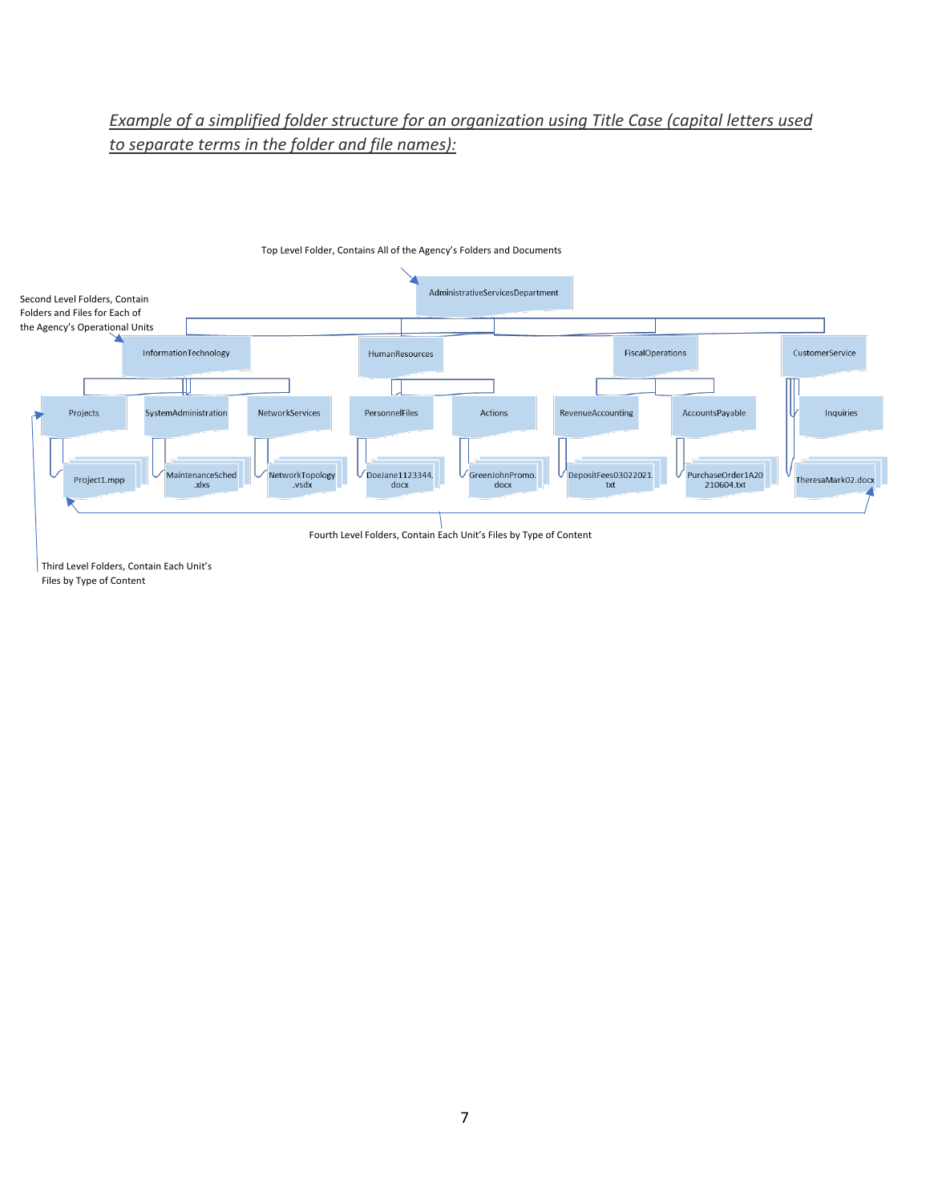*Example of a simplified folder structure for an organization using Title Case (capital letters used to separate terms in the folder and file names):*

Top Level Folder, Contains All of the Agency's Folders and Documents

AdministrativeServicesDepartment

Second Level Folders, Contain Folders and Files for Each of the Agency's Operational Units

InformationTechnology

HumanResources

FiscalOperations

CustomerService

Projects

SystemAdministration

NetworkServices

PersonnelFiles

Actions

RevenueAccounting

AccountsPayable

Inquiries

Project1.mpp

MaintenanceSched.xlxs

NetworkTopology.vsdx

DoeJane1123344.docx

GreenJohnPromo.docx

DepositFees03022021.txt

PurchaseOrder1A20210604.txt

TheresaMark02.docx

Fourth Level Folders, Contain Each Unit's Files by Type of Content

Third Level Folders, Contain Each Unit's Files by Type of Content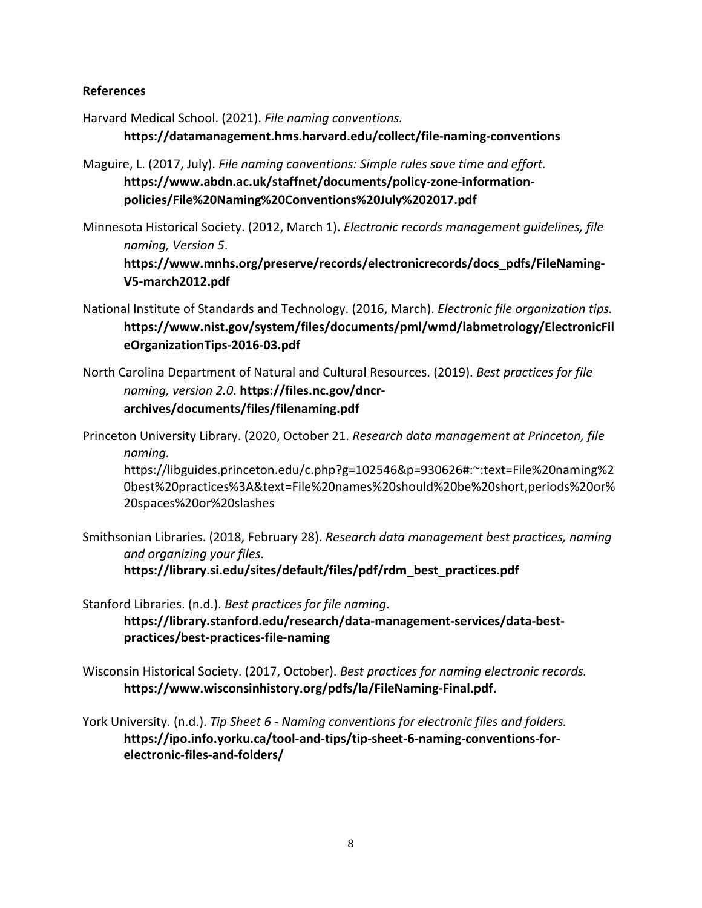**References**

Harvard Medical School. (2021). *File naming conventions.* **https://datamanagement.hms.harvard.edu/collect/file-naming-conventions**

Maguire, L. (2017, July). *File naming conventions: Simple rules save time and effort.* **https://www.abdn.ac.uk/staffnet/documents/policy-zone-information-policies/File%20Naming%20Conventions%20July%202017.pdf**

Minnesota Historical Society. (2012, March 1). *Electronic records management guidelines, file naming, Version 5*. **https://www.mnhs.org/preserve/records/electronicrecords/docs_pdfs/FileNaming-V5-march2012.pdf**

National Institute of Standards and Technology. (2016, March). *Electronic file organization tips.* **https://www.nist.gov/system/files/documents/pml/wmd/labmetrology/ElectronicFileOrganizationTips-2016-03.pdf**

North Carolina Department of Natural and Cultural Resources. (2019). *Best practices for file naming, version 2.0*. **https://files.nc.gov/dncr-archives/documents/files/filenaming.pdf**

Princeton University Library. (2020, October 21. *Research data management at Princeton, file naming.* https://libguides.princeton.edu/c.php?g=102546&p=930626#:~:text=File%20naming%20best%20practices%3A&text=File%20names%20should%20be%20short,periods%20or%20spaces%20or%20slashes

Smithsonian Libraries. (2018, February 28). *Research data management best practices, naming and organizing your files*. **https://library.si.edu/sites/default/files/pdf/rdm_best_practices.pdf**

Stanford Libraries. (n.d.). *Best practices for file naming*. **https://library.stanford.edu/research/data-management-services/data-best-practices/best-practices-file-naming**

Wisconsin Historical Society. (2017, October). *Best practices for naming electronic records.* **https://www.wisconsinhistory.org/pdfs/la/FileNaming-Final.pdf.**

York University. (n.d.). *Tip Sheet 6 - Naming conventions for electronic files and folders.* **https://ipo.info.yorku.ca/tool-and-tips/tip-sheet-6-naming-conventions-for-electronic-files-and-folders/**